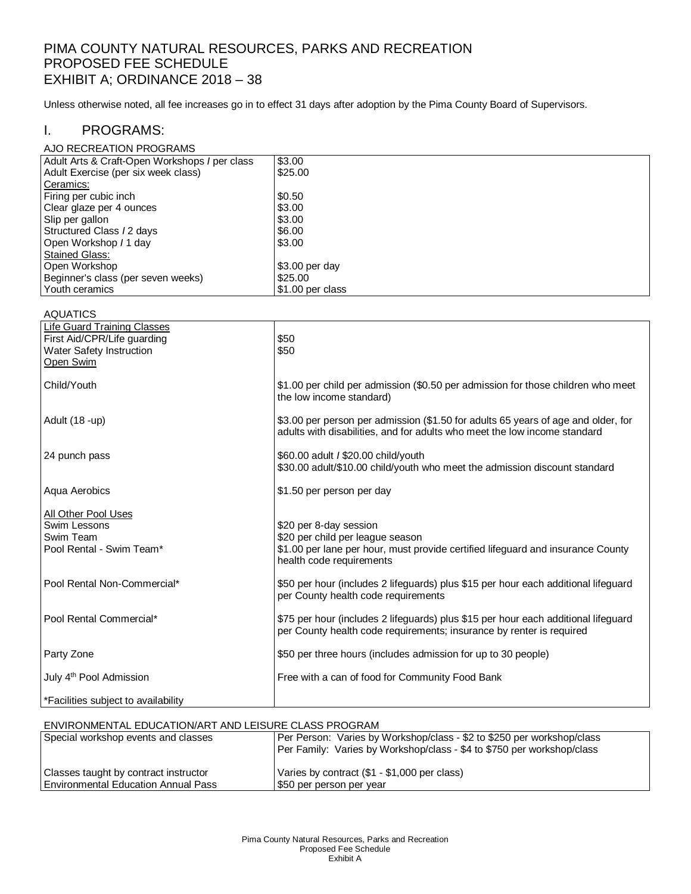# PIMA COUNTY NATURAL RESOURCES, PARKS AND RECREATION
# PROPOSED FEE SCHEDULE
# EXHIBIT A; ORDINANCE 2018 – 38

Unless otherwise noted, all fee increases go in to effect 31 days after adoption by the Pima County Board of Supervisors.

## I. PROGRAMS:

AJO RECREATION PROGRAMS

| | |
|---|---|
| Adult Arts & Craft-Open Workshops / per class | $3.00 |
| Adult Exercise (per six week class) | $25.00 |
| Ceramics: | |
| Firing per cubic inch | $0.50 |
| Clear glaze per 4 ounces | $3.00 |
| Slip per gallon | $3.00 |
| Structured Class / 2 days | $6.00 |
| Open Workshop / 1 day | $3.00 |
| Stained Glass: | |
| Open Workshop | $3.00 per day |
| Beginner's class (per seven weeks) | $25.00 |
| Youth ceramics | $1.00 per class |

AQUATICS

| | |
|---|---|
| Life Guard Training Classes | |
| First Aid/CPR/Life guarding | $50 |
| Water Safety Instruction | $50 |
| Open Swim | |
| Child/Youth | $1.00 per child per admission ($0.50 per admission for those children who meet the low income standard) |
| Adult (18 -up) | $3.00 per person per admission ($1.50 for adults 65 years of age and older, for adults with disabilities, and for adults who meet the low income standard |
| 24 punch pass | $60.00 adult / $20.00 child/youth<br>$30.00 adult/$10.00 child/youth who meet the admission discount standard |
| Aqua Aerobics | $1.50 per person per day |
| All Other Pool Uses | |
| Swim Lessons | $20 per 8-day session |
| Swim Team | $20 per child per league season |
| Pool Rental - Swim Team* | $1.00 per lane per hour, must provide certified lifeguard and insurance County health code requirements |
| Pool Rental Non-Commercial* | $50 per hour (includes 2 lifeguards) plus $15 per hour each additional lifeguard per County health code requirements |
| Pool Rental Commercial* | $75 per hour (includes 2 lifeguards) plus $15 per hour each additional lifeguard per County health code requirements; insurance by renter is required |
| Party Zone | $50 per three hours (includes admission for up to 30 people) |
| July 4th Pool Admission | Free with a can of food for Community Food Bank |
| *Facilities subject to availability | |

ENVIRONMENTAL EDUCATION/ART AND LEISURE CLASS PROGRAM

| | |
|---|---|
| Special workshop events and classes | Per Person: Varies by Workshop/class - $2 to $250 per workshop/class<br>Per Family: Varies by Workshop/class - $4 to $750 per workshop/class |
| Classes taught by contract instructor | Varies by contract ($1 - $1,000 per class) |
| Environmental Education Annual Pass | $50 per person per year |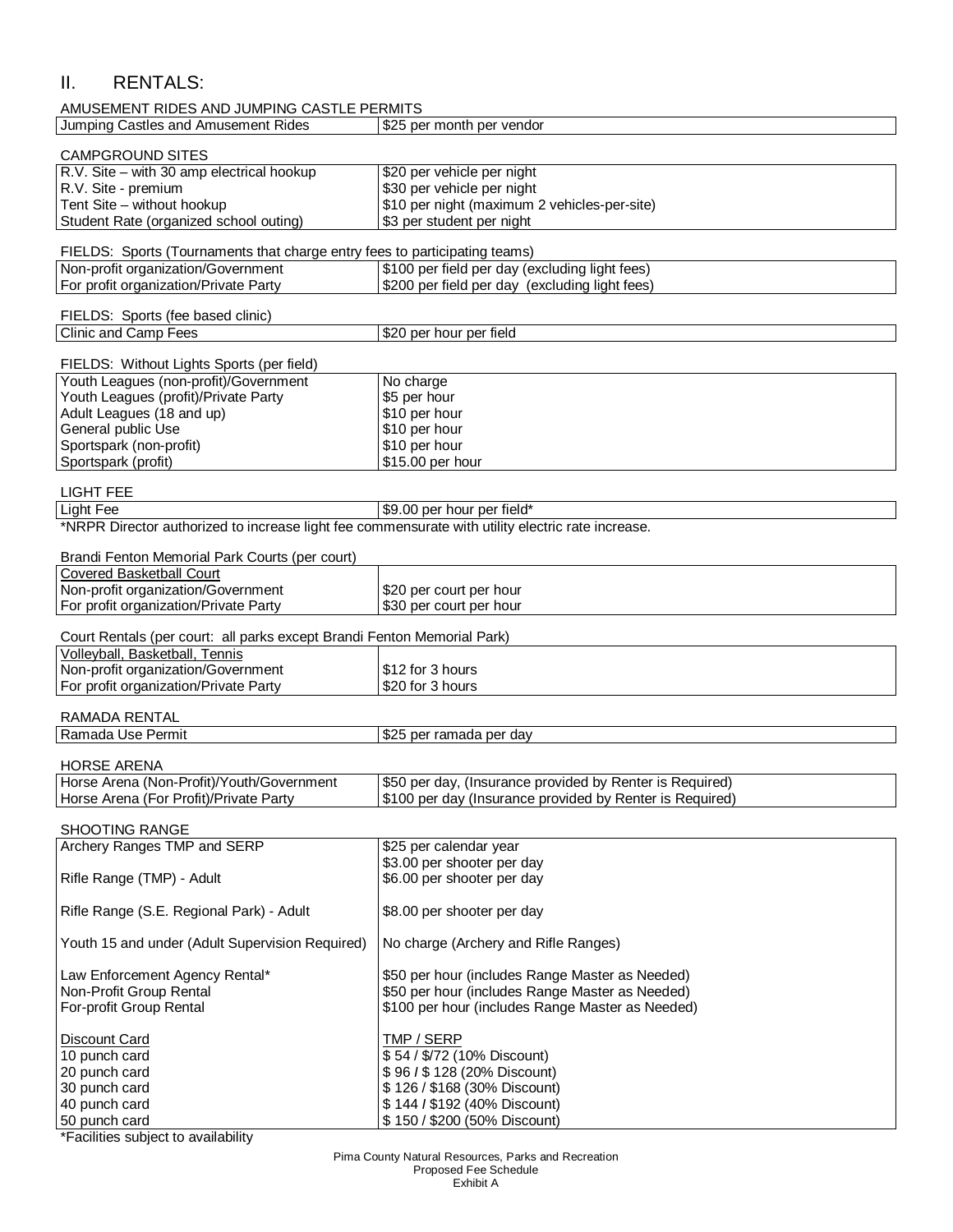## II. RENTALS:

AMUSEMENT RIDES AND JUMPING CASTLE PERMITS

| | |
|---|---|
| Jumping Castles and Amusement Rides | $25 per month per vendor |

CAMPGROUND SITES

| | |
|---|---|
| R.V. Site – with 30 amp electrical hookup | $20 per vehicle per night |
| R.V. Site - premium | $30 per vehicle per night |
| Tent Site – without hookup | $10 per night (maximum 2 vehicles-per-site) |
| Student Rate (organized school outing) | $3 per student per night |

FIELDS: Sports (Tournaments that charge entry fees to participating teams)

| | |
|---|---|
| Non-profit organization/Government | $100 per field per day (excluding light fees) |
| For profit organization/Private Party | $200 per field per day (excluding light fees) |

FIELDS: Sports (fee based clinic)

| | |
|---|---|
| Clinic and Camp Fees | $20 per hour per field |

FIELDS: Without Lights Sports (per field)

| | |
|---|---|
| Youth Leagues (non-profit)/Government | No charge |
| Youth Leagues (profit)/Private Party | $5 per hour |
| Adult Leagues (18 and up) | $10 per hour |
| General public Use | $10 per hour |
| Sportspark (non-profit) | $10 per hour |
| Sportspark (profit) | $15.00 per hour |

LIGHT FEE

| | |
|---|---|
| Light Fee | $9.00 per hour per field* |

*NRPR Director authorized to increase light fee commensurate with utility electric rate increase.

Brandi Fenton Memorial Park Courts (per court)

| | |
|---|---|
| Covered Basketball Court | |
| Non-profit organization/Government | $20 per court per hour |
| For profit organization/Private Party | $30 per court per hour |

Court Rentals (per court: all parks except Brandi Fenton Memorial Park)

| | |
|---|---|
| Volleyball, Basketball, Tennis | |
| Non-profit organization/Government | $12 for 3 hours |
| For profit organization/Private Party | $20 for 3 hours |

RAMADA RENTAL

| | |
|---|---|
| Ramada Use Permit | $25 per ramada per day |

HORSE ARENA

| | |
|---|---|
| Horse Arena (Non-Profit)/Youth/Government | $50 per day, (Insurance provided by Renter is Required) |
| Horse Arena (For Profit)/Private Party | $100 per day (Insurance provided by Renter is Required) |

SHOOTING RANGE

| | |
|---|---|
| Archery Ranges TMP and SERP | $25 per calendar year<br>$3.00 per shooter per day |
| Rifle Range (TMP) - Adult | $6.00 per shooter per day |
| Rifle Range (S.E. Regional Park) - Adult | $8.00 per shooter per day |
| Youth 15 and under (Adult Supervision Required) | No charge (Archery and Rifle Ranges) |
| Law Enforcement Agency Rental* | $50 per hour (includes Range Master as Needed) |
| Non-Profit Group Rental | $50 per hour (includes Range Master as Needed) |
| For-profit Group Rental | $100 per hour (includes Range Master as Needed) |
| Discount Card | TMP / SERP |
| 10 punch card | $ 54 / $/72 (10% Discount) |
| 20 punch card | $ 96 / $ 128 (20% Discount) |
| 30 punch card | $ 126 / $168 (30% Discount) |
| 40 punch card | $ 144 / $192 (40% Discount) |
| 50 punch card | $ 150 / $200 (50% Discount) |

*Facilities subject to availability

Pima County Natural Resources, Parks and Recreation
Proposed Fee Schedule
Exhibit A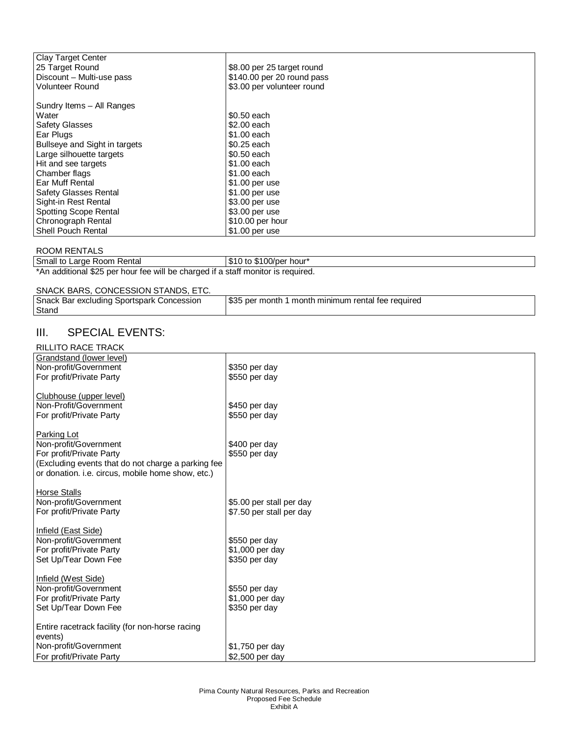| Clay Target Center | |
|---|---|
| 25 Target Round | $8.00 per 25 target round |
| Discount – Multi-use pass | $140.00 per 20 round pass |
| Volunteer Round | $3.00 per volunteer round |
| | |
| Sundry Items – All Ranges | |
| Water | $0.50 each |
| Safety Glasses | $2.00 each |
| Ear Plugs | $1.00 each |
| Bullseye and Sight in targets | $0.25 each |
| Large silhouette targets | $0.50 each |
| Hit and see targets | $1.00 each |
| Chamber flags | $1.00 each |
| Ear Muff Rental | $1.00 per use |
| Safety Glasses Rental | $1.00 per use |
| Sight-in Rest Rental | $3.00 per use |
| Spotting Scope Rental | $3.00 per use |
| Chronograph Rental | $10.00 per hour |
| Shell Pouch Rental | $1.00 per use |

ROOM RENTALS

| Small to Large Room Rental | $10 to $100/per hour* |
|---|---|

*An additional $25 per hour fee will be charged if a staff monitor is required.

SNACK BARS, CONCESSION STANDS, ETC.

| Snack Bar excluding Sportspark Concession Stand | $35 per month 1 month minimum rental fee required |
|---|---|

## III. SPECIAL EVENTS:

RILLITO RACE TRACK

| Grandstand (lower level) | |
|---|---|
| Non-profit/Government | $350 per day |
| For profit/Private Party | $550 per day |
| | |
| Clubhouse (upper level) | |
| Non-Profit/Government | $450 per day |
| For profit/Private Party | $550 per day |
| | |
| Parking Lot | |
| Non-profit/Government | $400 per day |
| For profit/Private Party | $550 per day |
| (Excluding events that do not charge a parking fee or donation. i.e. circus, mobile home show, etc.) | |
| | |
| Horse Stalls | |
| Non-profit/Government | $5.00 per stall per day |
| For profit/Private Party | $7.50 per stall per day |
| | |
| Infield (East Side) | |
| Non-profit/Government | $550 per day |
| For profit/Private Party | $1,000 per day |
| Set Up/Tear Down Fee | $350 per day |
| | |
| Infield (West Side) | |
| Non-profit/Government | $550 per day |
| For profit/Private Party | $1,000 per day |
| Set Up/Tear Down Fee | $350 per day |
| | |
| Entire racetrack facility (for non-horse racing events) | |
| Non-profit/Government | $1,750 per day |
| For profit/Private Party | $2,500 per day |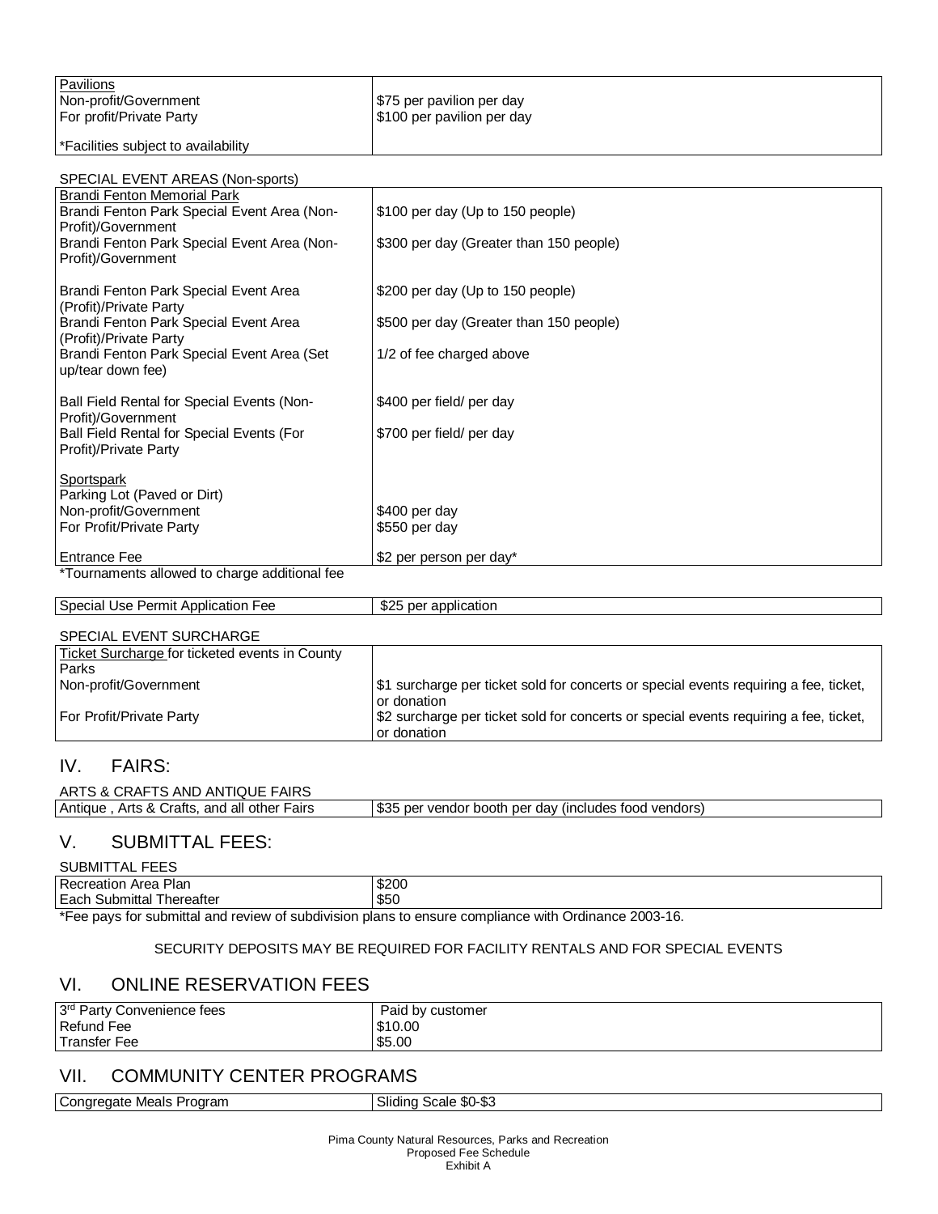| | |
|---|---|
| Pavilions | |
| Non-profit/Government | $75 per pavilion per day |
| For profit/Private Party | $100 per pavilion per day |
| *Facilities subject to availability | |

SPECIAL EVENT AREAS (Non-sports)

| | |
|---|---|
| Brandi Fenton Memorial Park | |
| Brandi Fenton Park Special Event Area (Non-Profit)/Government | $100 per day (Up to 150 people) |
| Brandi Fenton Park Special Event Area (Non-Profit)/Government | $300 per day (Greater than 150 people) |
| Brandi Fenton Park Special Event Area (Profit)/Private Party | $200 per day (Up to 150 people) |
| Brandi Fenton Park Special Event Area (Profit)/Private Party | $500 per day (Greater than 150 people) |
| Brandi Fenton Park Special Event Area (Set up/tear down fee) | 1/2 of fee charged above |
| Ball Field Rental for Special Events (Non-Profit)/Government | $400 per field/ per day |
| Ball Field Rental for Special Events (For Profit)/Private Party | $700 per field/ per day |
| Sportspark | |
| Parking Lot (Paved or Dirt) | |
| Non-profit/Government | $400 per day |
| For Profit/Private Party | $550 per day |
| Entrance Fee | $2 per person per day* |

*Tournaments allowed to charge additional fee

| | |
|---|---|
| Special Use Permit Application Fee | $25 per application |

SPECIAL EVENT SURCHARGE

| | |
|---|---|
| Ticket Surcharge for ticketed events in County Parks | |
| Non-profit/Government | $1 surcharge per ticket sold for concerts or special events requiring a fee, ticket, or donation |
| For Profit/Private Party | $2 surcharge per ticket sold for concerts or special events requiring a fee, ticket, or donation |

## IV. FAIRS:

ARTS & CRAFTS AND ANTIQUE FAIRS

| | |
|---|---|
| Antique , Arts & Crafts, and all other Fairs | $35 per vendor booth per day (includes food vendors) |

## V. SUBMITTAL FEES:

SUBMITTAL FEES

| | |
|---|---|
| Recreation Area Plan | $200 |
| Each Submittal Thereafter | $50 |

*Fee pays for submittal and review of subdivision plans to ensure compliance with Ordinance 2003-16.

SECURITY DEPOSITS MAY BE REQUIRED FOR FACILITY RENTALS AND FOR SPECIAL EVENTS

## VI. ONLINE RESERVATION FEES

| | |
|---|---|
| 3rd Party Convenience fees | Paid by customer |
| Refund Fee | $10.00 |
| Transfer Fee | $5.00 |

## VII. COMMUNITY CENTER PROGRAMS

| | |
|---|---|
| Congregate Meals Program | Sliding Scale $0-$3 |

Pima County Natural Resources, Parks and Recreation
Proposed Fee Schedule
Exhibit A